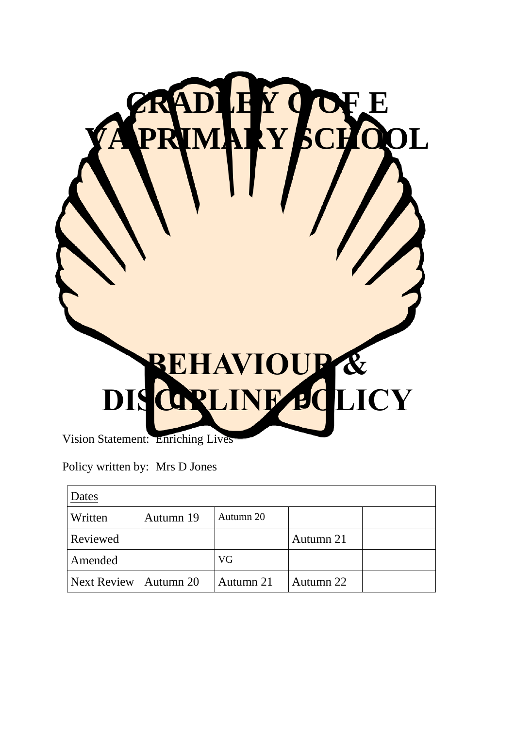# CRADLEY C OF E VA PRIMARY SCHOOL

# BEHAVIOUR & DISCIPLINE POLICY

Vision Statement: Enriching Lives

Policy written by: Mrs D Jones

| Dates | | | | |
|---|---|---|---|---|
| Written | Autumn 19 | Autumn 20 | | |
| Reviewed | | | Autumn 21 | |
| Amended | | VG | | |
| Next Review | Autumn 20 | Autumn 21 | Autumn 22 | |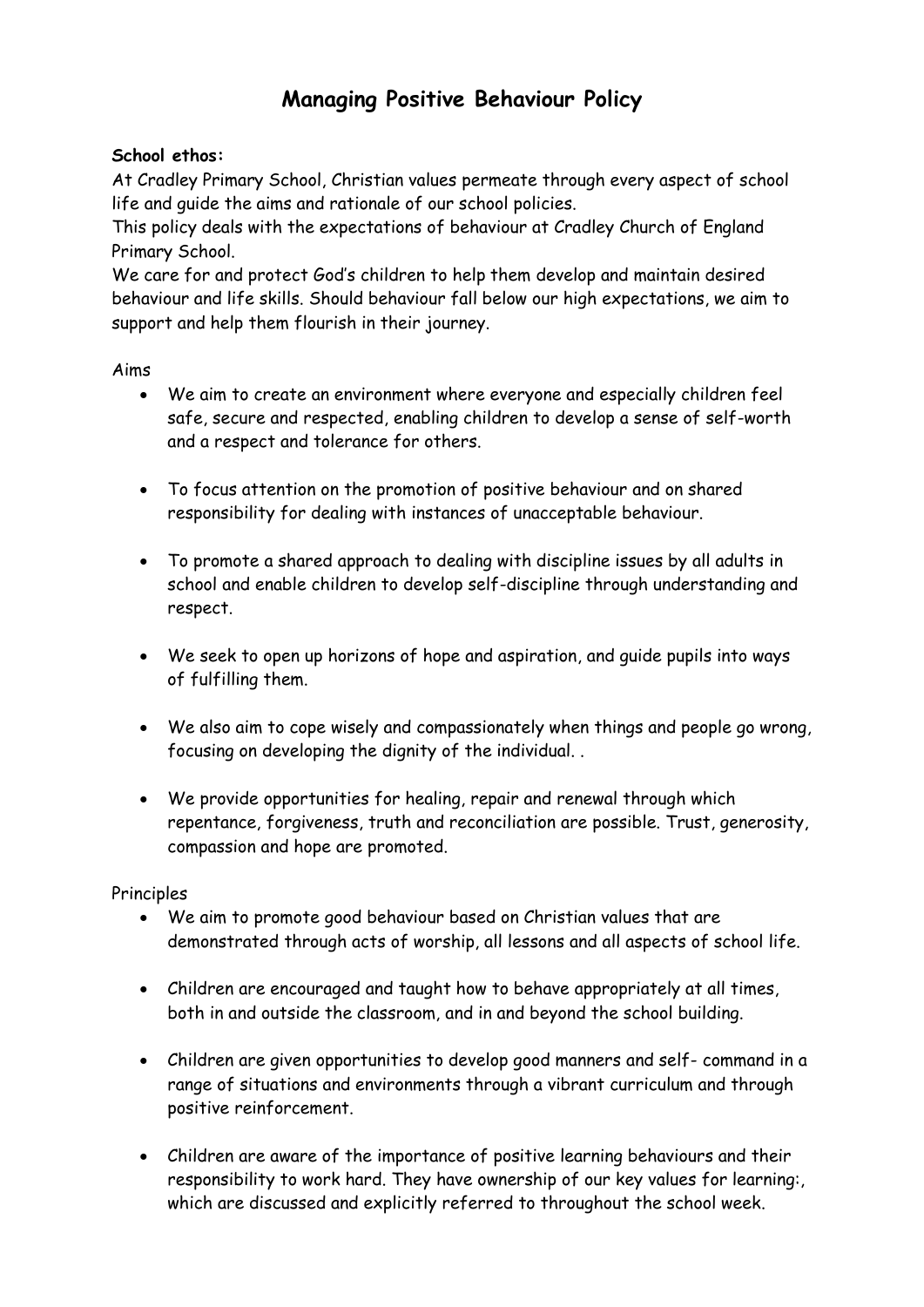# Managing Positive Behaviour Policy

**School ethos:**
At Cradley Primary School, Christian values permeate through every aspect of school life and guide the aims and rationale of our school policies.
This policy deals with the expectations of behaviour at Cradley Church of England Primary School.
We care for and protect God's children to help them develop and maintain desired behaviour and life skills. Should behaviour fall below our high expectations, we aim to support and help them flourish in their journey.

Aims

- We aim to create an environment where everyone and especially children feel safe, secure and respected, enabling children to develop a sense of self-worth and a respect and tolerance for others.
- To focus attention on the promotion of positive behaviour and on shared responsibility for dealing with instances of unacceptable behaviour.
- To promote a shared approach to dealing with discipline issues by all adults in school and enable children to develop self-discipline through understanding and respect.
- We seek to open up horizons of hope and aspiration, and guide pupils into ways of fulfilling them.
- We also aim to cope wisely and compassionately when things and people go wrong, focusing on developing the dignity of the individual. .
- We provide opportunities for healing, repair and renewal through which repentance, forgiveness, truth and reconciliation are possible. Trust, generosity, compassion and hope are promoted.

Principles

- We aim to promote good behaviour based on Christian values that are demonstrated through acts of worship, all lessons and all aspects of school life.
- Children are encouraged and taught how to behave appropriately at all times, both in and outside the classroom, and in and beyond the school building.
- Children are given opportunities to develop good manners and self- command in a range of situations and environments through a vibrant curriculum and through positive reinforcement.
- Children are aware of the importance of positive learning behaviours and their responsibility to work hard. They have ownership of our key values for learning:, which are discussed and explicitly referred to throughout the school week.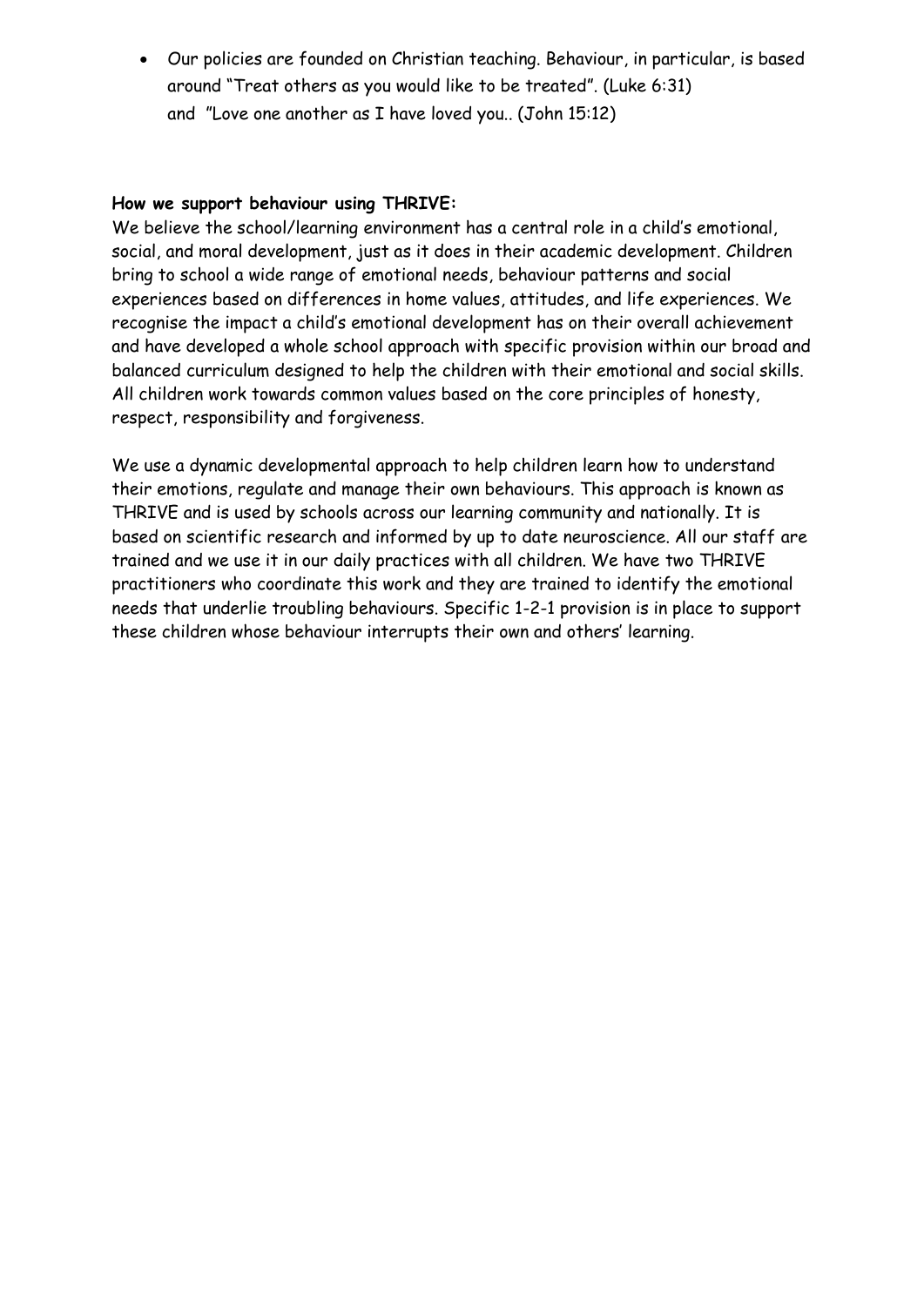- Our policies are founded on Christian teaching. Behaviour, in particular, is based around "Treat others as you would like to be treated". (Luke 6:31) and "Love one another as I have loved you.. (John 15:12)

**How we support behaviour using THRIVE:**

We believe the school/learning environment has a central role in a child's emotional, social, and moral development, just as it does in their academic development. Children bring to school a wide range of emotional needs, behaviour patterns and social experiences based on differences in home values, attitudes, and life experiences. We recognise the impact a child's emotional development has on their overall achievement and have developed a whole school approach with specific provision within our broad and balanced curriculum designed to help the children with their emotional and social skills. All children work towards common values based on the core principles of honesty, respect, responsibility and forgiveness.

We use a dynamic developmental approach to help children learn how to understand their emotions, regulate and manage their own behaviours. This approach is known as THRIVE and is used by schools across our learning community and nationally. It is based on scientific research and informed by up to date neuroscience. All our staff are trained and we use it in our daily practices with all children. We have two THRIVE practitioners who coordinate this work and they are trained to identify the emotional needs that underlie troubling behaviours. Specific 1-2-1 provision is in place to support these children whose behaviour interrupts their own and others' learning.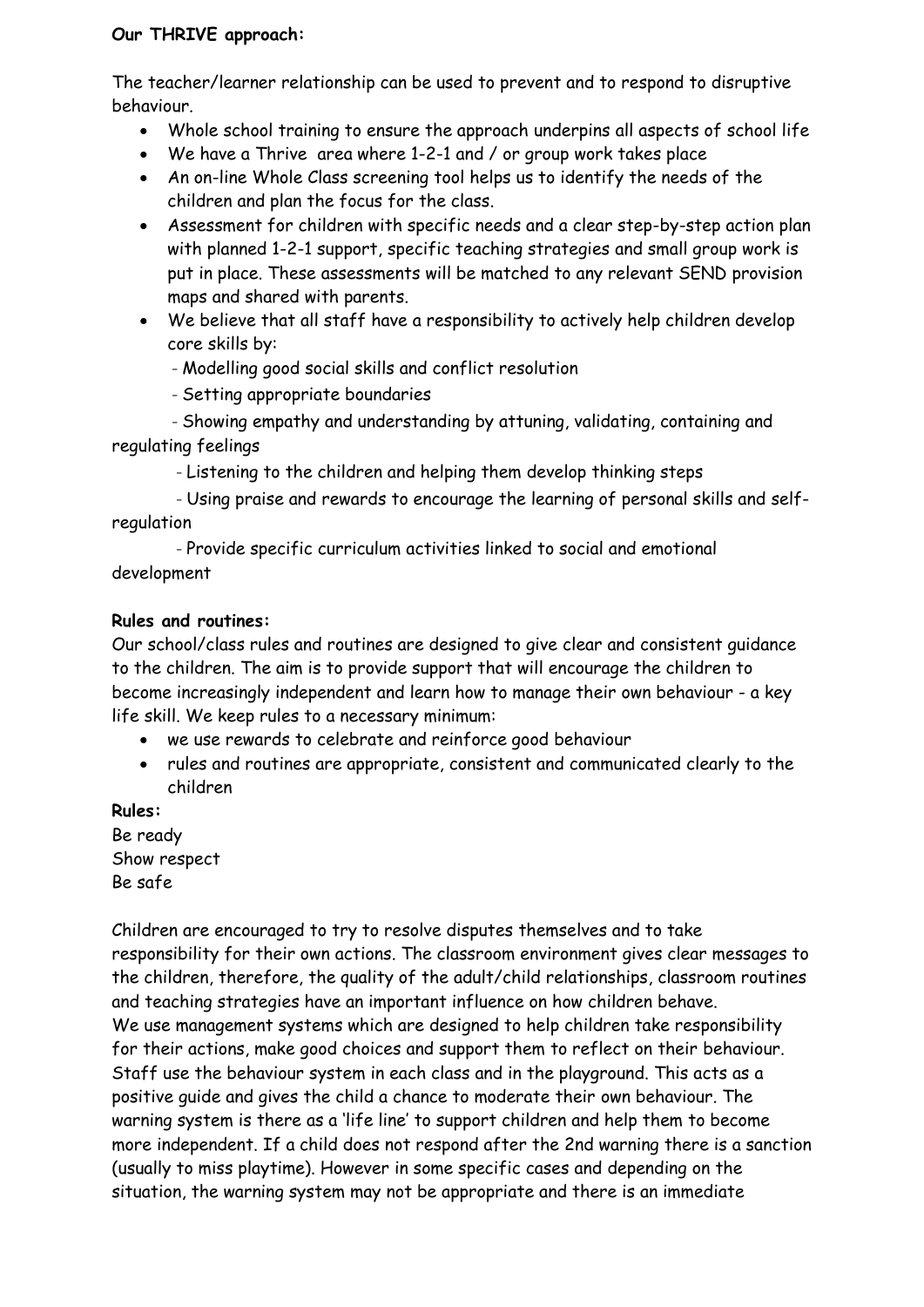**Our THRIVE approach:**

The teacher/learner relationship can be used to prevent and to respond to disruptive behaviour.

- Whole school training to ensure the approach underpins all aspects of school life
- We have a Thrive area where 1-2-1 and / or group work takes place
- An on-line Whole Class screening tool helps us to identify the needs of the children and plan the focus for the class.
- Assessment for children with specific needs and a clear step-by-step action plan with planned 1-2-1 support, specific teaching strategies and small group work is put in place. These assessments will be matched to any relevant SEND provision maps and shared with parents.
- We believe that all staff have a responsibility to actively help children develop core skills by:
  - Modelling good social skills and conflict resolution
  - Setting appropriate boundaries
  - Showing empathy and understanding by attuning, validating, containing and regulating feelings
  - Listening to the children and helping them develop thinking steps
  - Using praise and rewards to encourage the learning of personal skills and self-regulation
  - Provide specific curriculum activities linked to social and emotional development

**Rules and routines:**

Our school/class rules and routines are designed to give clear and consistent guidance to the children. The aim is to provide support that will encourage the children to become increasingly independent and learn how to manage their own behaviour - a key life skill. We keep rules to a necessary minimum:

- we use rewards to celebrate and reinforce good behaviour
- rules and routines are appropriate, consistent and communicated clearly to the children

**Rules:**

Be ready
Show respect
Be safe

Children are encouraged to try to resolve disputes themselves and to take responsibility for their own actions. The classroom environment gives clear messages to the children, therefore, the quality of the adult/child relationships, classroom routines and teaching strategies have an important influence on how children behave.
We use management systems which are designed to help children take responsibility for their actions, make good choices and support them to reflect on their behaviour. Staff use the behaviour system in each class and in the playground. This acts as a positive guide and gives the child a chance to moderate their own behaviour. The warning system is there as a 'life line' to support children and help them to become more independent. If a child does not respond after the 2nd warning there is a sanction (usually to miss playtime). However in some specific cases and depending on the situation, the warning system may not be appropriate and there is an immediate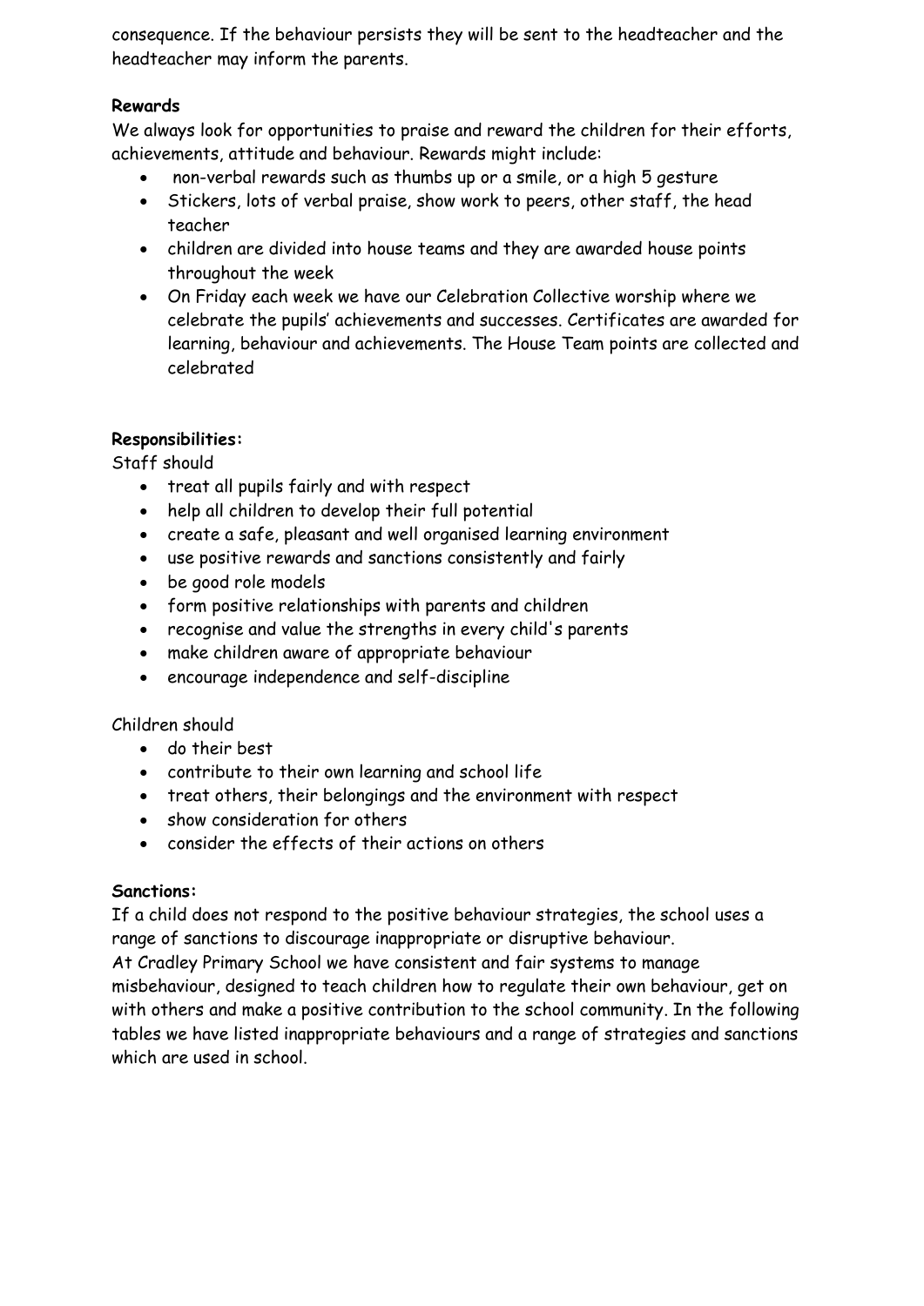consequence. If the behaviour persists they will be sent to the headteacher and the headteacher may inform the parents.

**Rewards**

We always look for opportunities to praise and reward the children for their efforts, achievements, attitude and behaviour. Rewards might include:

- non-verbal rewards such as thumbs up or a smile, or a high 5 gesture
- Stickers, lots of verbal praise, show work to peers, other staff, the head teacher
- children are divided into house teams and they are awarded house points throughout the week
- On Friday each week we have our Celebration Collective worship where we celebrate the pupils' achievements and successes. Certificates are awarded for learning, behaviour and achievements. The House Team points are collected and celebrated

**Responsibilities:**

Staff should

- treat all pupils fairly and with respect
- help all children to develop their full potential
- create a safe, pleasant and well organised learning environment
- use positive rewards and sanctions consistently and fairly
- be good role models
- form positive relationships with parents and children
- recognise and value the strengths in every child's parents
- make children aware of appropriate behaviour
- encourage independence and self-discipline

Children should

- do their best
- contribute to their own learning and school life
- treat others, their belongings and the environment with respect
- show consideration for others
- consider the effects of their actions on others

**Sanctions:**

If a child does not respond to the positive behaviour strategies, the school uses a range of sanctions to discourage inappropriate or disruptive behaviour.

At Cradley Primary School we have consistent and fair systems to manage misbehaviour, designed to teach children how to regulate their own behaviour, get on with others and make a positive contribution to the school community. In the following tables we have listed inappropriate behaviours and a range of strategies and sanctions which are used in school.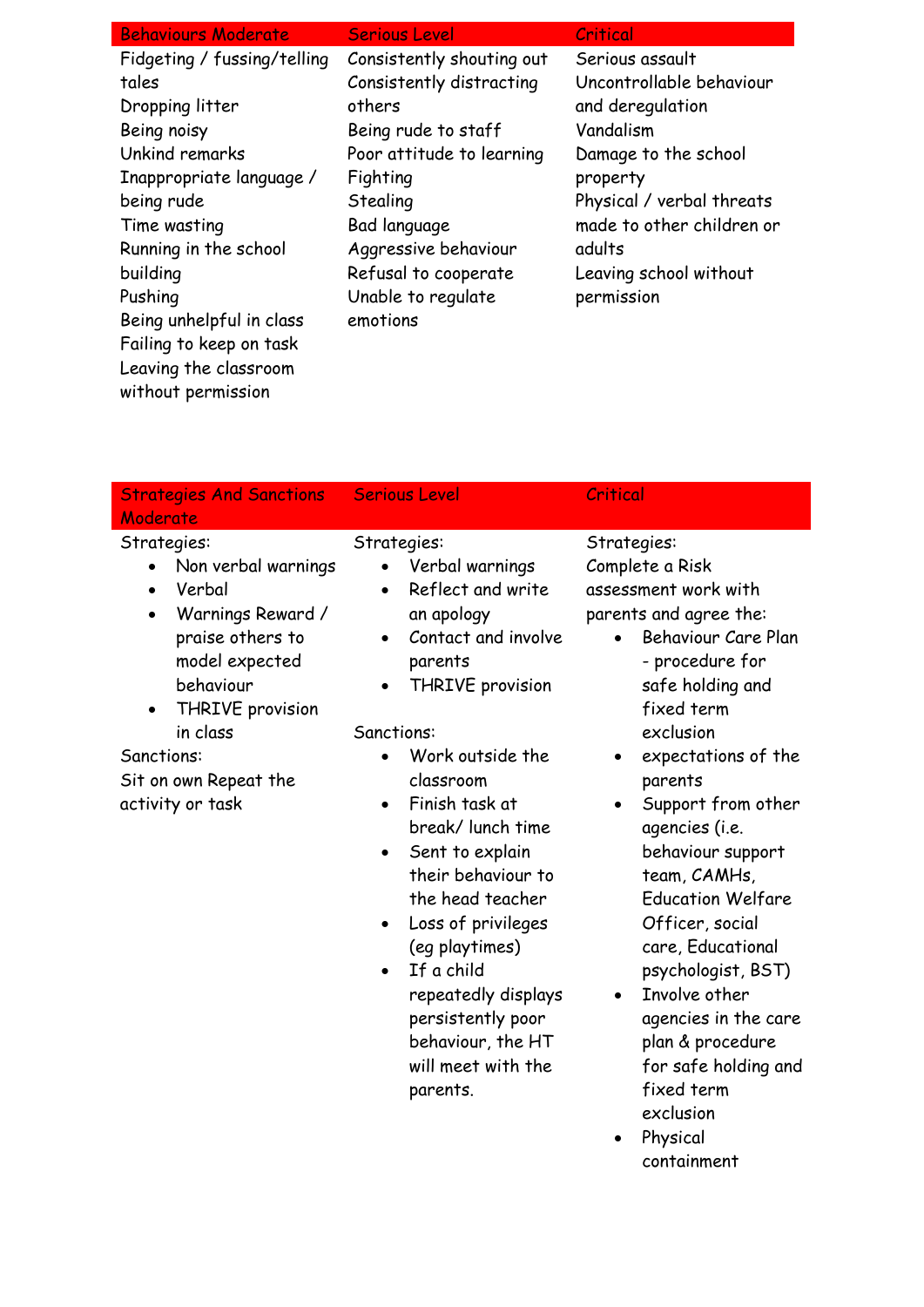| Behaviours Moderate | Serious Level | Critical |
|---|---|---|
| Fidgeting / fussing/telling tales<br>Dropping litter<br>Being noisy<br>Unkind remarks<br>Inappropriate language / being rude<br>Time wasting<br>Running in the school building<br>Pushing<br>Being unhelpful in class<br>Failing to keep on task<br>Leaving the classroom without permission | Consistently shouting out<br>Consistently distracting others<br>Being rude to staff<br>Poor attitude to learning<br>Fighting<br>Stealing<br>Bad language<br>Aggressive behaviour<br>Refusal to cooperate<br>Unable to regulate emotions | Serious assault<br>Uncontrollable behaviour and deregulation<br>Vandalism<br>Damage to the school property<br>Physical / verbal threats made to other children or adults<br>Leaving school without permission |

| Strategies And Sanctions Moderate | Serious Level | Critical |
|---|---|---|
| Strategies:<br>• Non verbal warnings<br>• Verbal<br>• Warnings Reward / praise others to model expected behaviour<br>• THRIVE provision in class<br>Sanctions:<br>Sit on own Repeat the activity or task | Strategies:<br>• Verbal warnings<br>• Reflect and write an apology<br>• Contact and involve parents<br>• THRIVE provision<br><br>Sanctions:<br>• Work outside the classroom<br>• Finish task at break/ lunch time<br>• Sent to explain their behaviour to the head teacher<br>• Loss of privileges (eg playtimes)<br>• If a child repeatedly displays persistently poor behaviour, the HT will meet with the parents. | Strategies:<br>Complete a Risk assessment work with parents and agree the:<br>• Behaviour Care Plan - procedure for safe holding and fixed term exclusion<br>• expectations of the parents<br>• Support from other agencies (i.e. behaviour support team, CAMHs, Education Welfare Officer, social care, Educational psychologist, BST)<br>• Involve other agencies in the care plan & procedure for safe holding and fixed term exclusion<br>• Physical containment |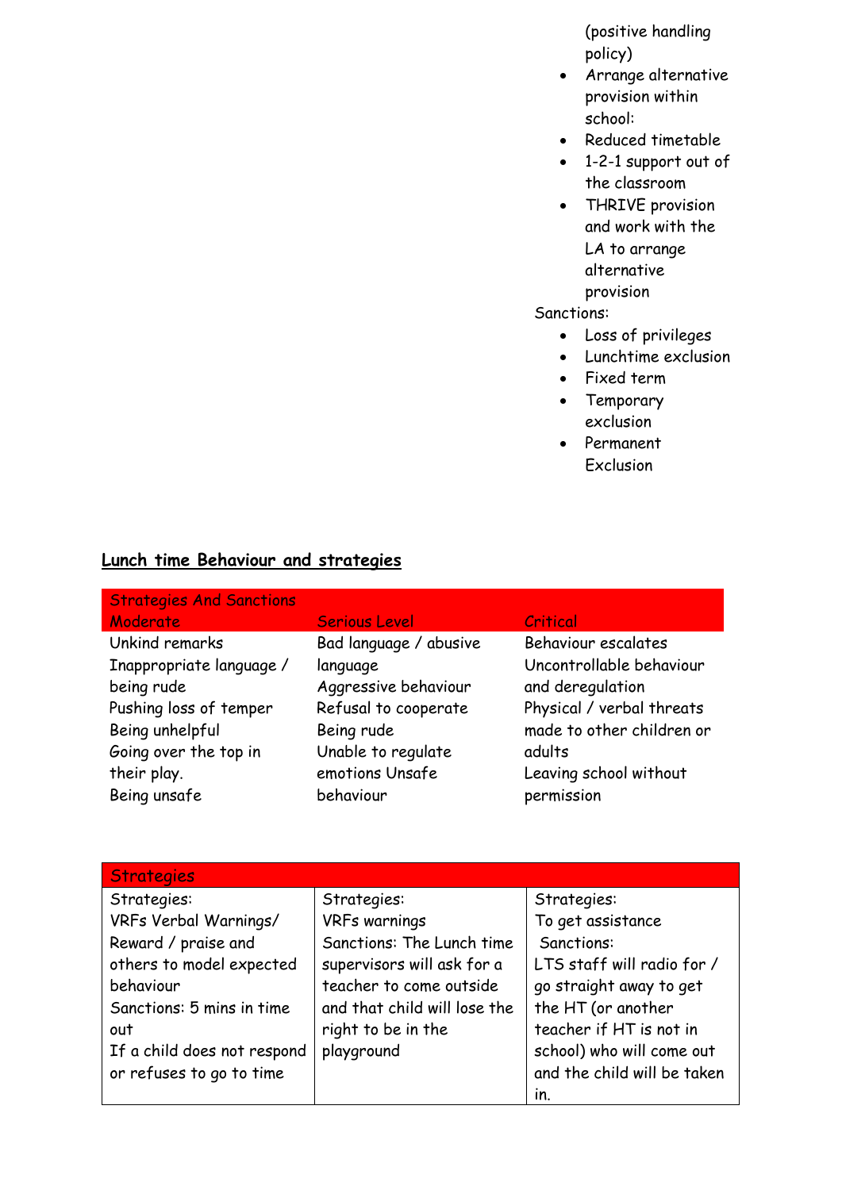(positive handling policy)

- Arrange alternative provision within school:
- Reduced timetable
- 1-2-1 support out of the classroom
- THRIVE provision and work with the LA to arrange alternative provision

Sanctions:

- Loss of privileges
- Lunchtime exclusion
- Fixed term
- Temporary exclusion
- Permanent Exclusion

**Lunch time Behaviour and strategies**

| Strategies And Sanctions Moderate | Serious Level | Critical |
|---|---|---|
| Unkind remarks<br>Inappropriate language / being rude<br>Pushing loss of temper<br>Being unhelpful<br>Going over the top in their play.<br>Being unsafe | Bad language / abusive language<br>Aggressive behaviour<br>Refusal to cooperate<br>Being rude<br>Unable to regulate emotions Unsafe behaviour | Behaviour escalates<br>Uncontrollable behaviour and deregulation<br>Physical / verbal threats made to other children or adults<br>Leaving school without permission |

| Strategies | | |
|---|---|---|
| Strategies:<br>VRFs Verbal Warnings/ Reward / praise and others to model expected behaviour<br>Sanctions: 5 mins in time out<br>If a child does not respond or refuses to go to time | Strategies:<br>VRFs warnings<br>Sanctions: The Lunch time supervisors will ask for a teacher to come outside and that child will lose the right to be in the playground | Strategies:<br>To get assistance<br>Sanctions:<br>LTS staff will radio for / go straight away to get the HT (or another teacher if HT is not in school) who will come out and the child will be taken in. |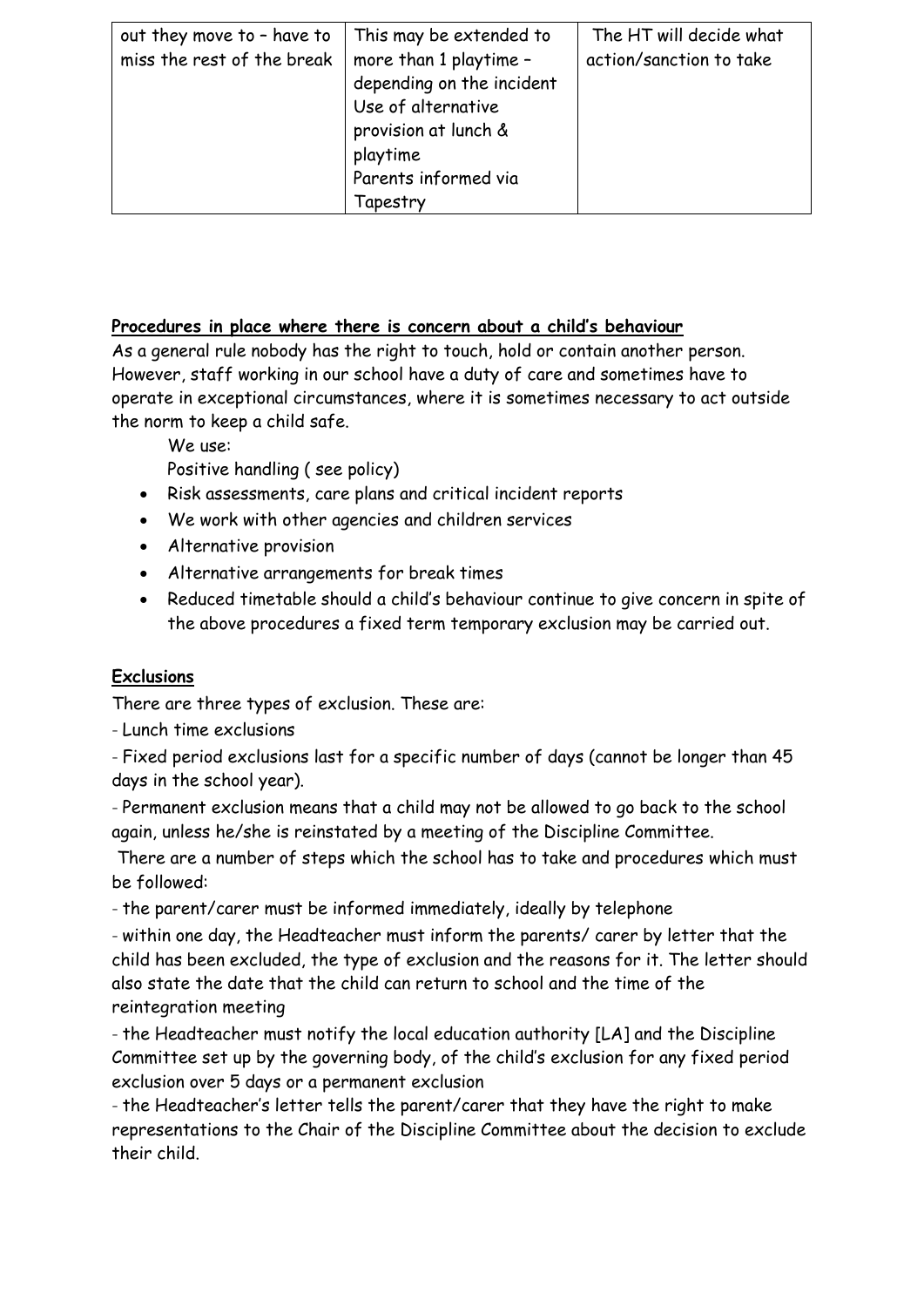| out they move to – have to miss the rest of the break | This may be extended to more than 1 playtime – depending on the incident<br>Use of alternative provision at lunch & playtime<br>Parents informed via Tapestry | The HT will decide what action/sanction to take |
|---|---|---|

**Procedures in place where there is concern about a child's behaviour**

As a general rule nobody has the right to touch, hold or contain another person. However, staff working in our school have a duty of care and sometimes have to operate in exceptional circumstances, where it is sometimes necessary to act outside the norm to keep a child safe.

We use:

Positive handling ( see policy)

- Risk assessments, care plans and critical incident reports
- We work with other agencies and children services
- Alternative provision
- Alternative arrangements for break times
- Reduced timetable should a child's behaviour continue to give concern in spite of the above procedures a fixed term temporary exclusion may be carried out.

**Exclusions**

There are three types of exclusion. These are:

- Lunch time exclusions

- Fixed period exclusions last for a specific number of days (cannot be longer than 45 days in the school year).

- Permanent exclusion means that a child may not be allowed to go back to the school again, unless he/she is reinstated by a meeting of the Discipline Committee.

There are a number of steps which the school has to take and procedures which must be followed:

- the parent/carer must be informed immediately, ideally by telephone

- within one day, the Headteacher must inform the parents/ carer by letter that the child has been excluded, the type of exclusion and the reasons for it. The letter should also state the date that the child can return to school and the time of the reintegration meeting

- the Headteacher must notify the local education authority [LA] and the Discipline Committee set up by the governing body, of the child's exclusion for any fixed period exclusion over 5 days or a permanent exclusion

- the Headteacher's letter tells the parent/carer that they have the right to make representations to the Chair of the Discipline Committee about the decision to exclude their child.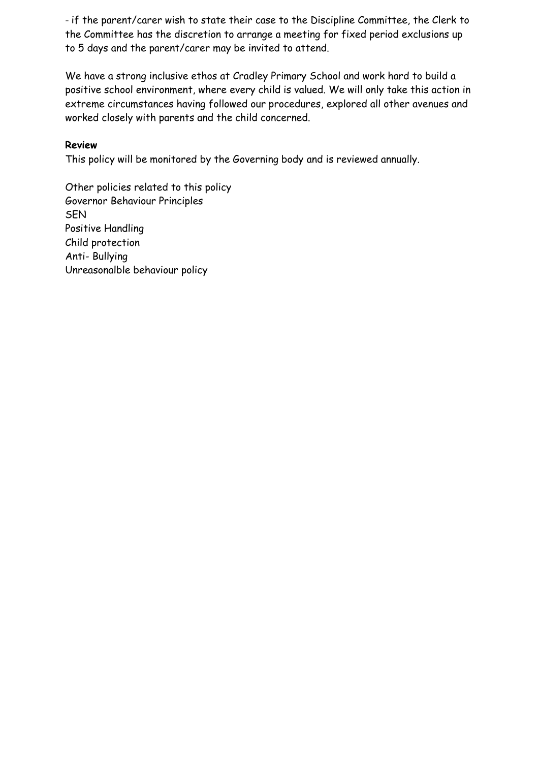- if the parent/carer wish to state their case to the Discipline Committee, the Clerk to the Committee has the discretion to arrange a meeting for fixed period exclusions up to 5 days and the parent/carer may be invited to attend.

We have a strong inclusive ethos at Cradley Primary School and work hard to build a positive school environment, where every child is valued. We will only take this action in extreme circumstances having followed our procedures, explored all other avenues and worked closely with parents and the child concerned.

**Review**

This policy will be monitored by the Governing body and is reviewed annually.

Other policies related to this policy
Governor Behaviour Principles
SEN
Positive Handling
Child protection
Anti- Bullying
Unreasonalble behaviour policy